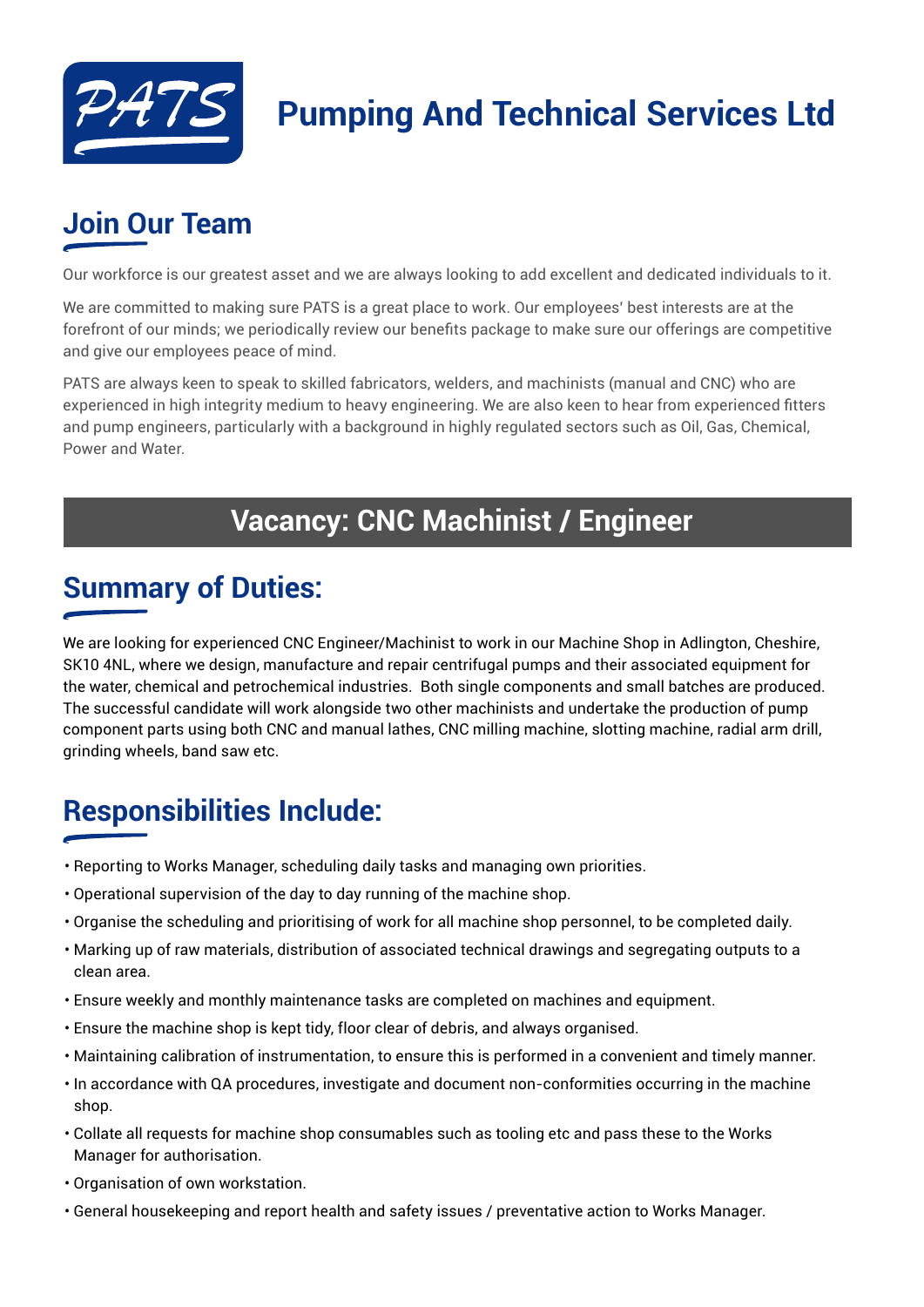# Pumping And Technical Services Ltd

## Join Our Team

Our workforce is our greatest asset and we are always looking to add excellent and dedicated individuals to it.

We are committed to making sure PATS is a great place to work. Our employees' best interests are at the forefront of our minds; we periodically review our benefits package to make sure our offerings are competitive and give our employees peace of mind.

PATS are always keen to speak to skilled fabricators, welders, and machinists (manual and CNC) who are experienced in high integrity medium to heavy engineering. We are also keen to hear from experienced fitters and pump engineers, particularly with a background in highly regulated sectors such as Oil, Gas, Chemical, Power and Water.

## Vacancy: CNC Machinist / Engineer

## Summary of Duties:

We are looking for experienced CNC Engineer/Machinist to work in our Machine Shop in Adlington, Cheshire, SK10 4NL, where we design, manufacture and repair centrifugal pumps and their associated equipment for the water, chemical and petrochemical industries. Both single components and small batches are produced. The successful candidate will work alongside two other machinists and undertake the production of pump component parts using both CNC and manual lathes, CNC milling machine, slotting machine, radial arm drill, grinding wheels, band saw etc.

## Responsibilities Include:

- Reporting to Works Manager, scheduling daily tasks and managing own priorities.
- Operational supervision of the day to day running of the machine shop.
- Organise the scheduling and prioritising of work for all machine shop personnel, to be completed daily.
- Marking up of raw materials, distribution of associated technical drawings and segregating outputs to a clean area.
- Ensure weekly and monthly maintenance tasks are completed on machines and equipment.
- Ensure the machine shop is kept tidy, floor clear of debris, and always organised.
- Maintaining calibration of instrumentation, to ensure this is performed in a convenient and timely manner.
- In accordance with QA procedures, investigate and document non-conformities occurring in the machine shop.
- Collate all requests for machine shop consumables such as tooling etc and pass these to the Works Manager for authorisation.
- Organisation of own workstation.
- General housekeeping and report health and safety issues / preventative action to Works Manager.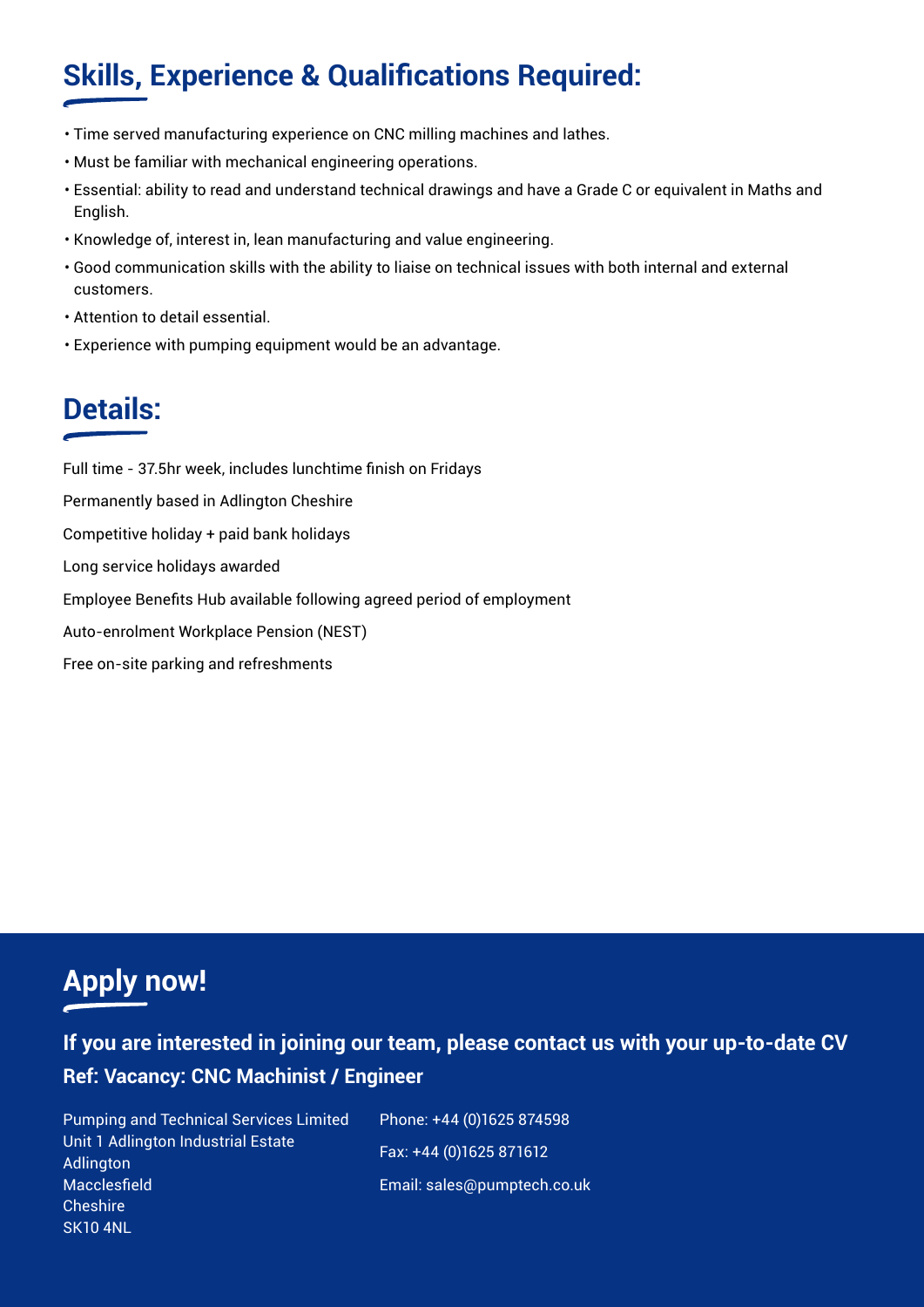## Skills, Experience & Qualifications Required:

- Time served manufacturing experience on CNC milling machines and lathes.
- Must be familiar with mechanical engineering operations.
- Essential: ability to read and understand technical drawings and have a Grade C or equivalent in Maths and English.
- Knowledge of, interest in, lean manufacturing and value engineering.
- Good communication skills with the ability to liaise on technical issues with both internal and external customers.
- Attention to detail essential.
- Experience with pumping equipment would be an advantage.

## Details:

Full time - 37.5hr week, includes lunchtime finish on Fridays

Permanently based in Adlington Cheshire

Competitive holiday + paid bank holidays

Long service holidays awarded

Employee Benefits Hub available following agreed period of employment

Auto-enrolment Workplace Pension (NEST)

Free on-site parking and refreshments

## Apply now!

**If you are interested in joining our team, please contact us with your up-to-date CV**

**Ref: Vacancy: CNC Machinist / Engineer**

Pumping and Technical Services Limited
Unit 1 Adlington Industrial Estate
Adlington
Macclesfield
Cheshire
SK10 4NL

Phone: +44 (0)1625 874598

Fax: +44 (0)1625 871612

Email: sales@pumptech.co.uk